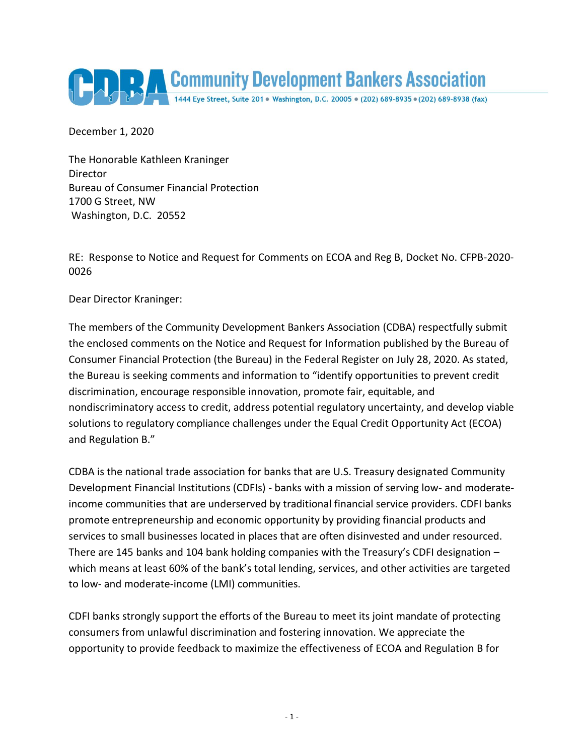# Community Development Bankers Association

1444 Eye Street, Suite 201 • Washington, D.C. 20005 • (202) 689-8935 • (202) 689-8938 (fax)

December 1, 2020

The Honorable Kathleen Kraninger
Director
Bureau of Consumer Financial Protection
1700 G Street, NW
Washington, D.C. 20552

RE: Response to Notice and Request for Comments on ECOA and Reg B, Docket No. CFPB-2020-0026

Dear Director Kraninger:

The members of the Community Development Bankers Association (CDBA) respectfully submit the enclosed comments on the Notice and Request for Information published by the Bureau of Consumer Financial Protection (the Bureau) in the Federal Register on July 28, 2020. As stated, the Bureau is seeking comments and information to "identify opportunities to prevent credit discrimination, encourage responsible innovation, promote fair, equitable, and nondiscriminatory access to credit, address potential regulatory uncertainty, and develop viable solutions to regulatory compliance challenges under the Equal Credit Opportunity Act (ECOA) and Regulation B."

CDBA is the national trade association for banks that are U.S. Treasury designated Community Development Financial Institutions (CDFIs) - banks with a mission of serving low- and moderate-income communities that are underserved by traditional financial service providers. CDFI banks promote entrepreneurship and economic opportunity by providing financial products and services to small businesses located in places that are often disinvested and under resourced. There are 145 banks and 104 bank holding companies with the Treasury's CDFI designation – which means at least 60% of the bank's total lending, services, and other activities are targeted to low- and moderate-income (LMI) communities.

CDFI banks strongly support the efforts of the Bureau to meet its joint mandate of protecting consumers from unlawful discrimination and fostering innovation. We appreciate the opportunity to provide feedback to maximize the effectiveness of ECOA and Regulation B for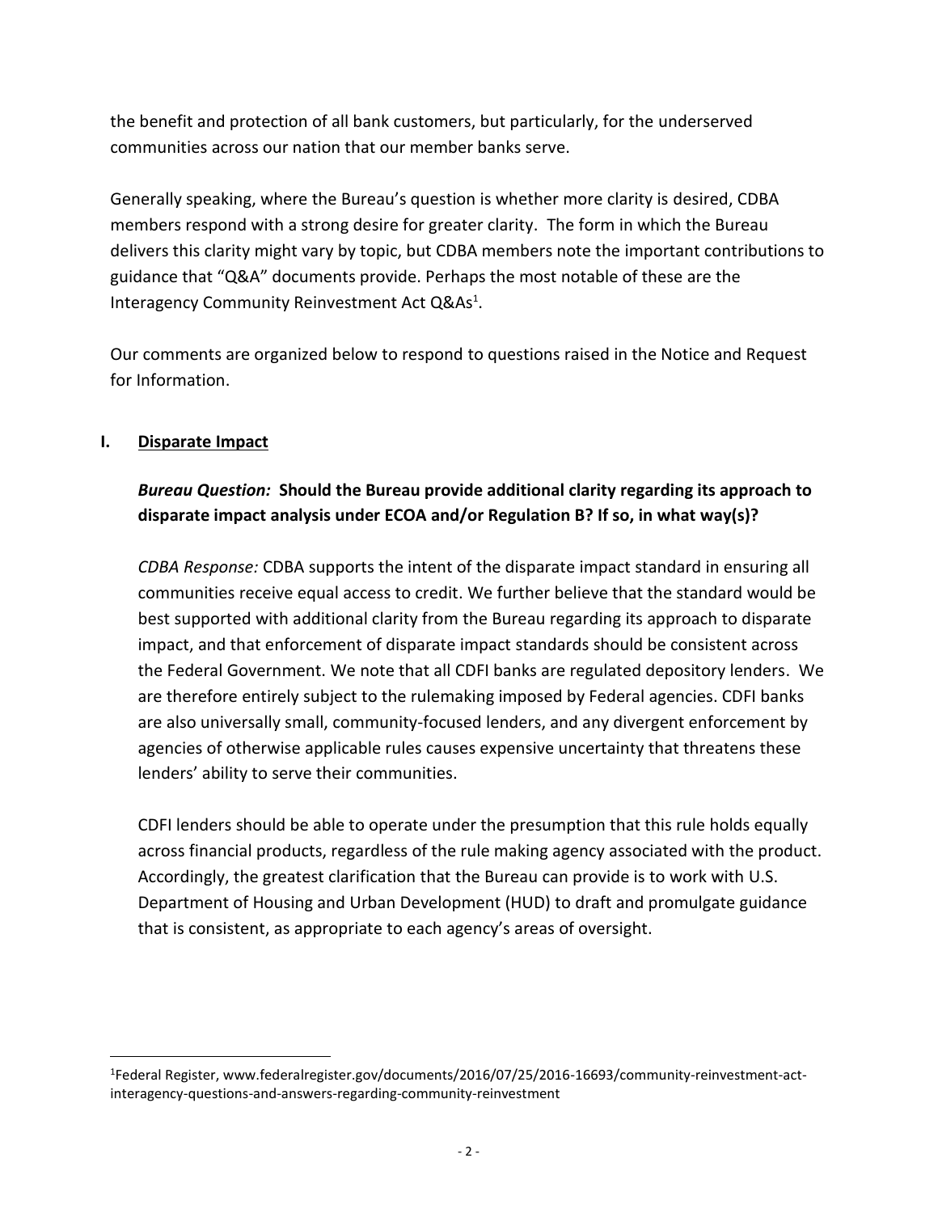the benefit and protection of all bank customers, but particularly, for the underserved communities across our nation that our member banks serve.

Generally speaking, where the Bureau's question is whether more clarity is desired, CDBA members respond with a strong desire for greater clarity. The form in which the Bureau delivers this clarity might vary by topic, but CDBA members note the important contributions to guidance that "Q&A" documents provide. Perhaps the most notable of these are the Interagency Community Reinvestment Act Q&As[1].

Our comments are organized below to respond to questions raised in the Notice and Request for Information.

## I. Disparate Impact

***Bureau Question:*** **Should the Bureau provide additional clarity regarding its approach to disparate impact analysis under ECOA and/or Regulation B? If so, in what way(s)?**

*CDBA Response:* CDBA supports the intent of the disparate impact standard in ensuring all communities receive equal access to credit. We further believe that the standard would be best supported with additional clarity from the Bureau regarding its approach to disparate impact, and that enforcement of disparate impact standards should be consistent across the Federal Government. We note that all CDFI banks are regulated depository lenders. We are therefore entirely subject to the rulemaking imposed by Federal agencies. CDFI banks are also universally small, community-focused lenders, and any divergent enforcement by agencies of otherwise applicable rules causes expensive uncertainty that threatens these lenders' ability to serve their communities.

CDFI lenders should be able to operate under the presumption that this rule holds equally across financial products, regardless of the rule making agency associated with the product. Accordingly, the greatest clarification that the Bureau can provide is to work with U.S. Department of Housing and Urban Development (HUD) to draft and promulgate guidance that is consistent, as appropriate to each agency's areas of oversight.

---

[1]Federal Register, www.federalregister.gov/documents/2016/07/25/2016-16693/community-reinvestment-act-interagency-questions-and-answers-regarding-community-reinvestment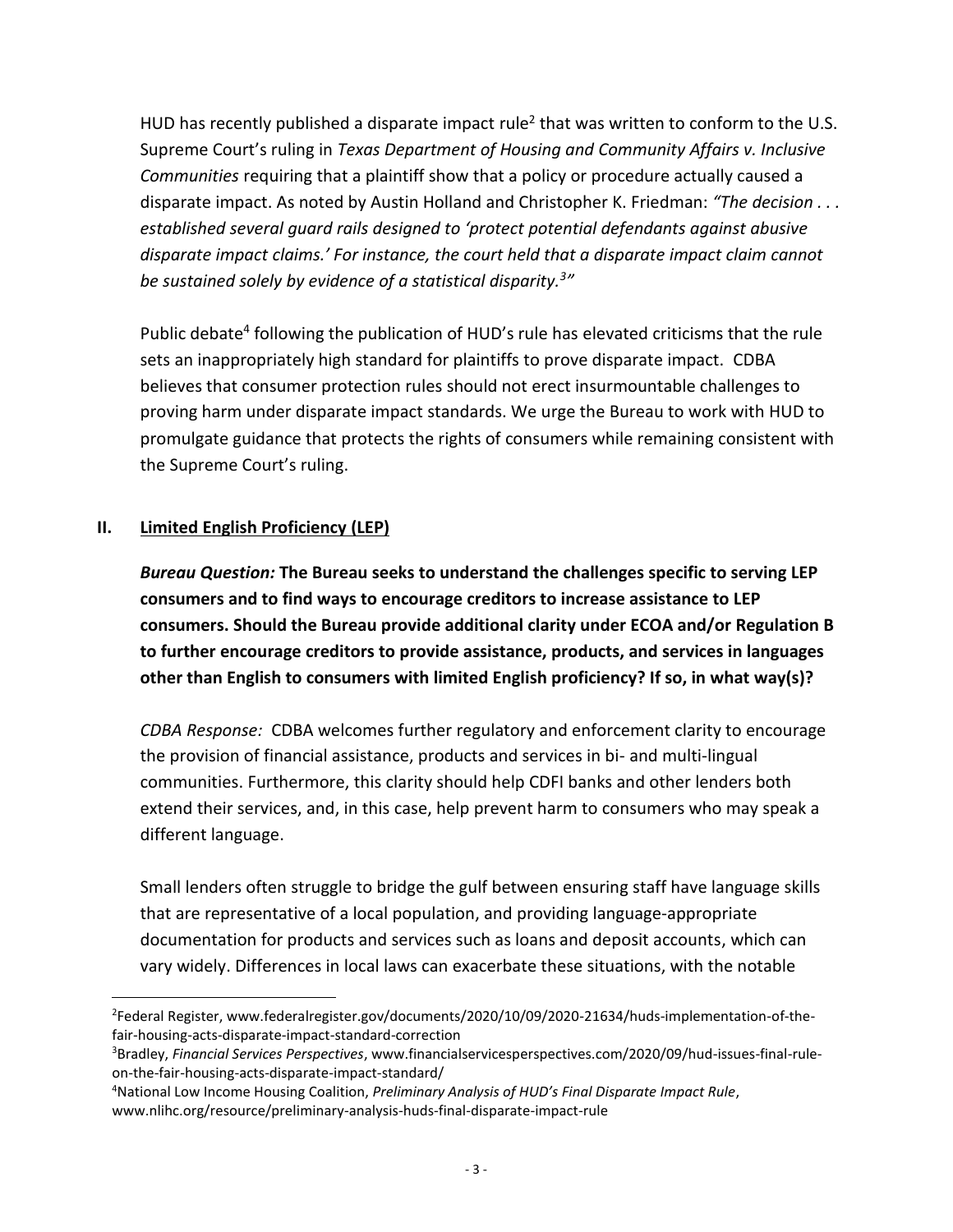HUD has recently published a disparate impact rule[2] that was written to conform to the U.S. Supreme Court's ruling in *Texas Department of Housing and Community Affairs v. Inclusive Communities* requiring that a plaintiff show that a policy or procedure actually caused a disparate impact. As noted by Austin Holland and Christopher K. Friedman: *"The decision . . . established several guard rails designed to 'protect potential defendants against abusive disparate impact claims.' For instance, the court held that a disparate impact claim cannot be sustained solely by evidence of a statistical disparity.[3]"*

Public debate[4] following the publication of HUD's rule has elevated criticisms that the rule sets an inappropriately high standard for plaintiffs to prove disparate impact. CDBA believes that consumer protection rules should not erect insurmountable challenges to proving harm under disparate impact standards. We urge the Bureau to work with HUD to promulgate guidance that protects the rights of consumers while remaining consistent with the Supreme Court's ruling.

## II. Limited English Proficiency (LEP)

***Bureau Question:* The Bureau seeks to understand the challenges specific to serving LEP consumers and to find ways to encourage creditors to increase assistance to LEP consumers. Should the Bureau provide additional clarity under ECOA and/or Regulation B to further encourage creditors to provide assistance, products, and services in languages other than English to consumers with limited English proficiency? If so, in what way(s)?**

*CDBA Response:* CDBA welcomes further regulatory and enforcement clarity to encourage the provision of financial assistance, products and services in bi- and multi-lingual communities. Furthermore, this clarity should help CDFI banks and other lenders both extend their services, and, in this case, help prevent harm to consumers who may speak a different language.

Small lenders often struggle to bridge the gulf between ensuring staff have language skills that are representative of a local population, and providing language-appropriate documentation for products and services such as loans and deposit accounts, which can vary widely. Differences in local laws can exacerbate these situations, with the notable

---

[2] Federal Register, www.federalregister.gov/documents/2020/10/09/2020-21634/huds-implementation-of-the-fair-housing-acts-disparate-impact-standard-correction

[3] Bradley, *Financial Services Perspectives*, www.financialservicesperspectives.com/2020/09/hud-issues-final-rule-on-the-fair-housing-acts-disparate-impact-standard/

[4] National Low Income Housing Coalition, *Preliminary Analysis of HUD's Final Disparate Impact Rule*, www.nlihc.org/resource/preliminary-analysis-huds-final-disparate-impact-rule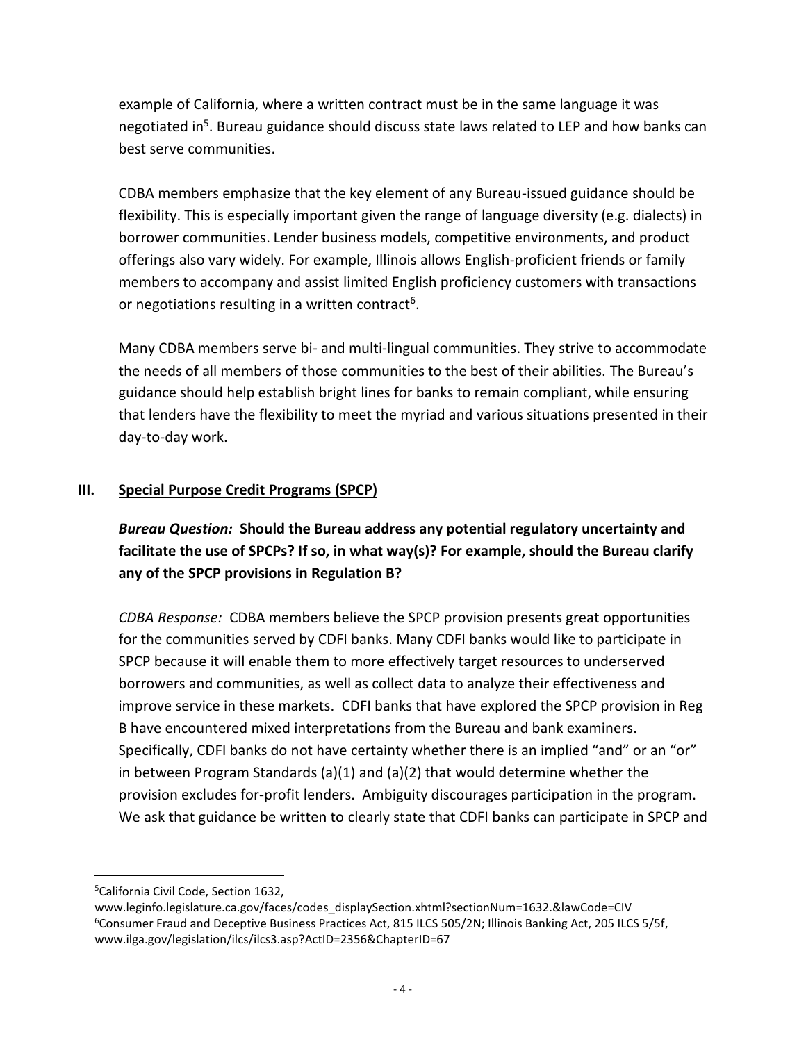example of California, where a written contract must be in the same language it was negotiated in[5]. Bureau guidance should discuss state laws related to LEP and how banks can best serve communities.

CDBA members emphasize that the key element of any Bureau-issued guidance should be flexibility. This is especially important given the range of language diversity (e.g. dialects) in borrower communities. Lender business models, competitive environments, and product offerings also vary widely. For example, Illinois allows English-proficient friends or family members to accompany and assist limited English proficiency customers with transactions or negotiations resulting in a written contract[6].

Many CDBA members serve bi- and multi-lingual communities. They strive to accommodate the needs of all members of those communities to the best of their abilities. The Bureau's guidance should help establish bright lines for banks to remain compliant, while ensuring that lenders have the flexibility to meet the myriad and various situations presented in their day-to-day work.

## III. Special Purpose Credit Programs (SPCP)

***Bureau Question:* Should the Bureau address any potential regulatory uncertainty and facilitate the use of SPCPs? If so, in what way(s)? For example, should the Bureau clarify any of the SPCP provisions in Regulation B?**

*CDBA Response:* CDBA members believe the SPCP provision presents great opportunities for the communities served by CDFI banks. Many CDFI banks would like to participate in SPCP because it will enable them to more effectively target resources to underserved borrowers and communities, as well as collect data to analyze their effectiveness and improve service in these markets. CDFI banks that have explored the SPCP provision in Reg B have encountered mixed interpretations from the Bureau and bank examiners. Specifically, CDFI banks do not have certainty whether there is an implied "and" or an "or" in between Program Standards (a)(1) and (a)(2) that would determine whether the provision excludes for-profit lenders. Ambiguity discourages participation in the program. We ask that guidance be written to clearly state that CDFI banks can participate in SPCP and

---

[5] California Civil Code, Section 1632, www.leginfo.legislature.ca.gov/faces/codes_displaySection.xhtml?sectionNum=1632.&lawCode=CIV

[6] Consumer Fraud and Deceptive Business Practices Act, 815 ILCS 505/2N; Illinois Banking Act, 205 ILCS 5/5f, www.ilga.gov/legislation/ilcs/ilcs3.asp?ActID=2356&ChapterID=67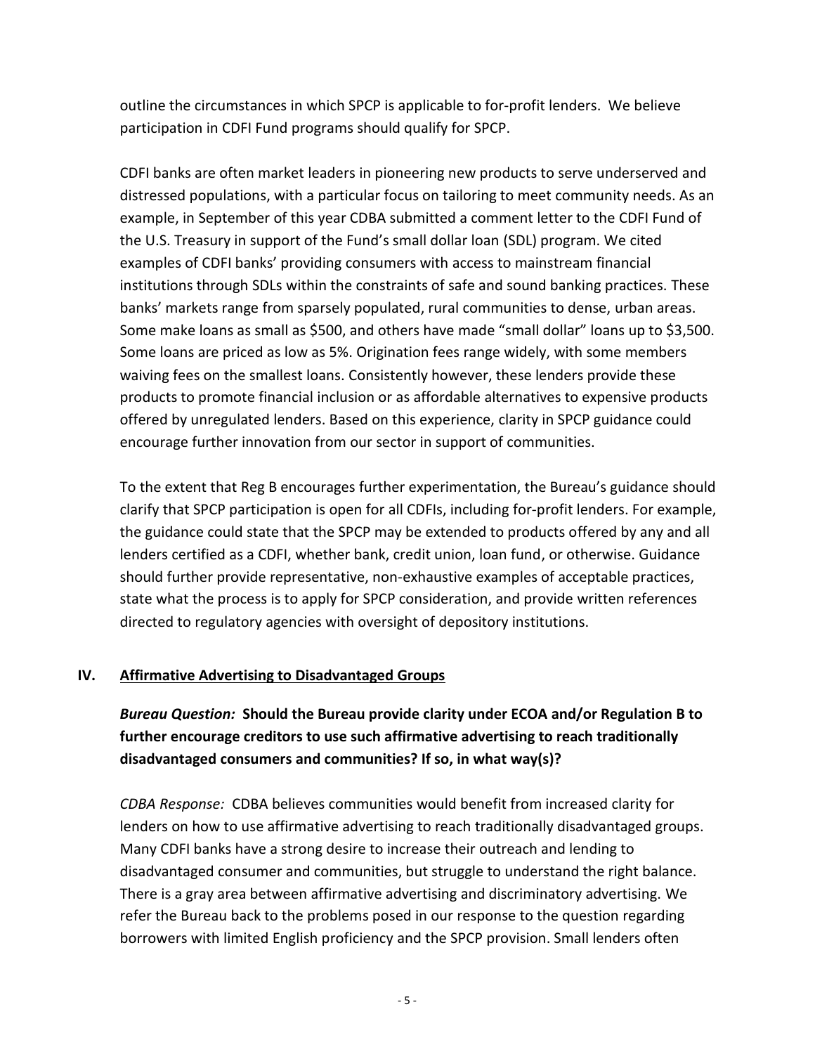outline the circumstances in which SPCP is applicable to for-profit lenders.  We believe participation in CDFI Fund programs should qualify for SPCP.

CDFI banks are often market leaders in pioneering new products to serve underserved and distressed populations, with a particular focus on tailoring to meet community needs. As an example, in September of this year CDBA submitted a comment letter to the CDFI Fund of the U.S. Treasury in support of the Fund's small dollar loan (SDL) program. We cited examples of CDFI banks' providing consumers with access to mainstream financial institutions through SDLs within the constraints of safe and sound banking practices. These banks' markets range from sparsely populated, rural communities to dense, urban areas. Some make loans as small as $500, and others have made "small dollar" loans up to $3,500. Some loans are priced as low as 5%. Origination fees range widely, with some members waiving fees on the smallest loans. Consistently however, these lenders provide these products to promote financial inclusion or as affordable alternatives to expensive products offered by unregulated lenders. Based on this experience, clarity in SPCP guidance could encourage further innovation from our sector in support of communities.

To the extent that Reg B encourages further experimentation, the Bureau's guidance should clarify that SPCP participation is open for all CDFIs, including for-profit lenders. For example, the guidance could state that the SPCP may be extended to products offered by any and all lenders certified as a CDFI, whether bank, credit union, loan fund, or otherwise. Guidance should further provide representative, non-exhaustive examples of acceptable practices, state what the process is to apply for SPCP consideration, and provide written references directed to regulatory agencies with oversight of depository institutions.

## IV. Affirmative Advertising to Disadvantaged Groups

***Bureau Question:* Should the Bureau provide clarity under ECOA and/or Regulation B to further encourage creditors to use such affirmative advertising to reach traditionally disadvantaged consumers and communities? If so, in what way(s)?**

*CDBA Response:* CDBA believes communities would benefit from increased clarity for lenders on how to use affirmative advertising to reach traditionally disadvantaged groups. Many CDFI banks have a strong desire to increase their outreach and lending to disadvantaged consumer and communities, but struggle to understand the right balance. There is a gray area between affirmative advertising and discriminatory advertising. We refer the Bureau back to the problems posed in our response to the question regarding borrowers with limited English proficiency and the SPCP provision. Small lenders often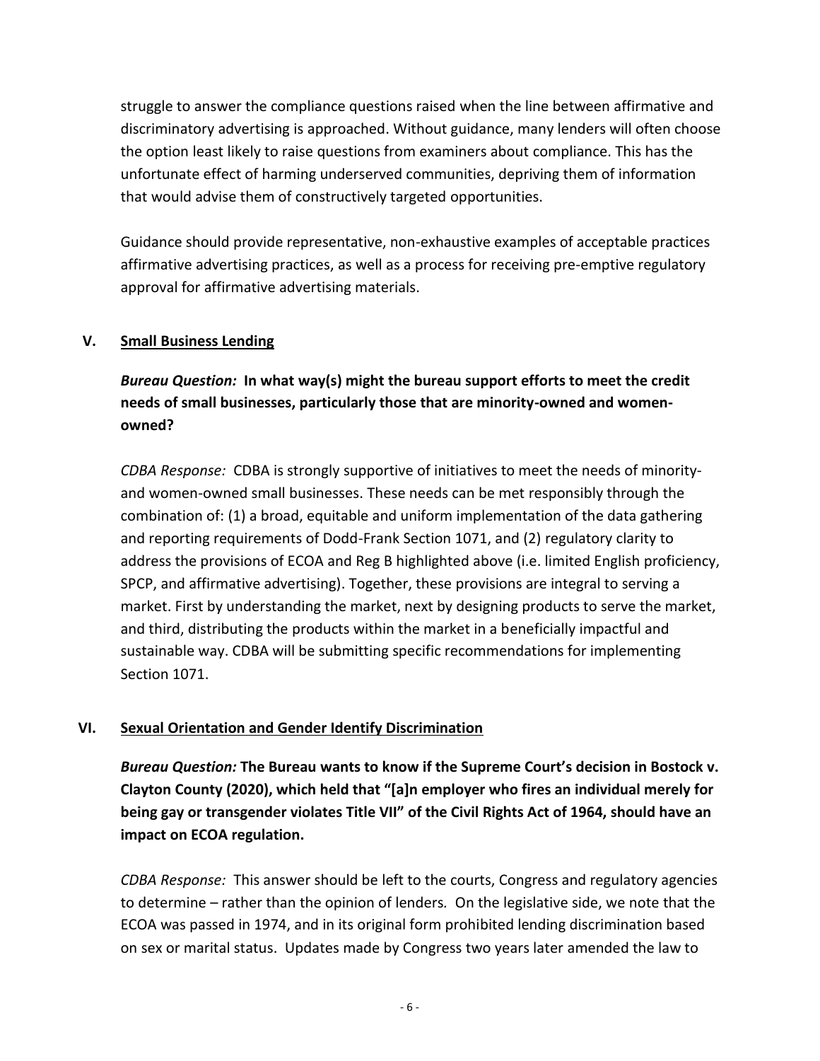struggle to answer the compliance questions raised when the line between affirmative and discriminatory advertising is approached. Without guidance, many lenders will often choose the option least likely to raise questions from examiners about compliance. This has the unfortunate effect of harming underserved communities, depriving them of information that would advise them of constructively targeted opportunities.

Guidance should provide representative, non-exhaustive examples of acceptable practices affirmative advertising practices, as well as a process for receiving pre-emptive regulatory approval for affirmative advertising materials.

## V. Small Business Lending

***Bureau Question:* In what way(s) might the bureau support efforts to meet the credit needs of small businesses, particularly those that are minority-owned and women-owned?**

*CDBA Response:* CDBA is strongly supportive of initiatives to meet the needs of minority- and women-owned small businesses. These needs can be met responsibly through the combination of: (1) a broad, equitable and uniform implementation of the data gathering and reporting requirements of Dodd-Frank Section 1071, and (2) regulatory clarity to address the provisions of ECOA and Reg B highlighted above (i.e. limited English proficiency, SPCP, and affirmative advertising). Together, these provisions are integral to serving a market. First by understanding the market, next by designing products to serve the market, and third, distributing the products within the market in a beneficially impactful and sustainable way. CDBA will be submitting specific recommendations for implementing Section 1071.

## VI. Sexual Orientation and Gender Identify Discrimination

***Bureau Question:* The Bureau wants to know if the Supreme Court's decision in Bostock v. Clayton County (2020), which held that "[a]n employer who fires an individual merely for being gay or transgender violates Title VII" of the Civil Rights Act of 1964, should have an impact on ECOA regulation.**

*CDBA Response:* This answer should be left to the courts, Congress and regulatory agencies to determine – rather than the opinion of lenders. On the legislative side, we note that the ECOA was passed in 1974, and in its original form prohibited lending discrimination based on sex or marital status. Updates made by Congress two years later amended the law to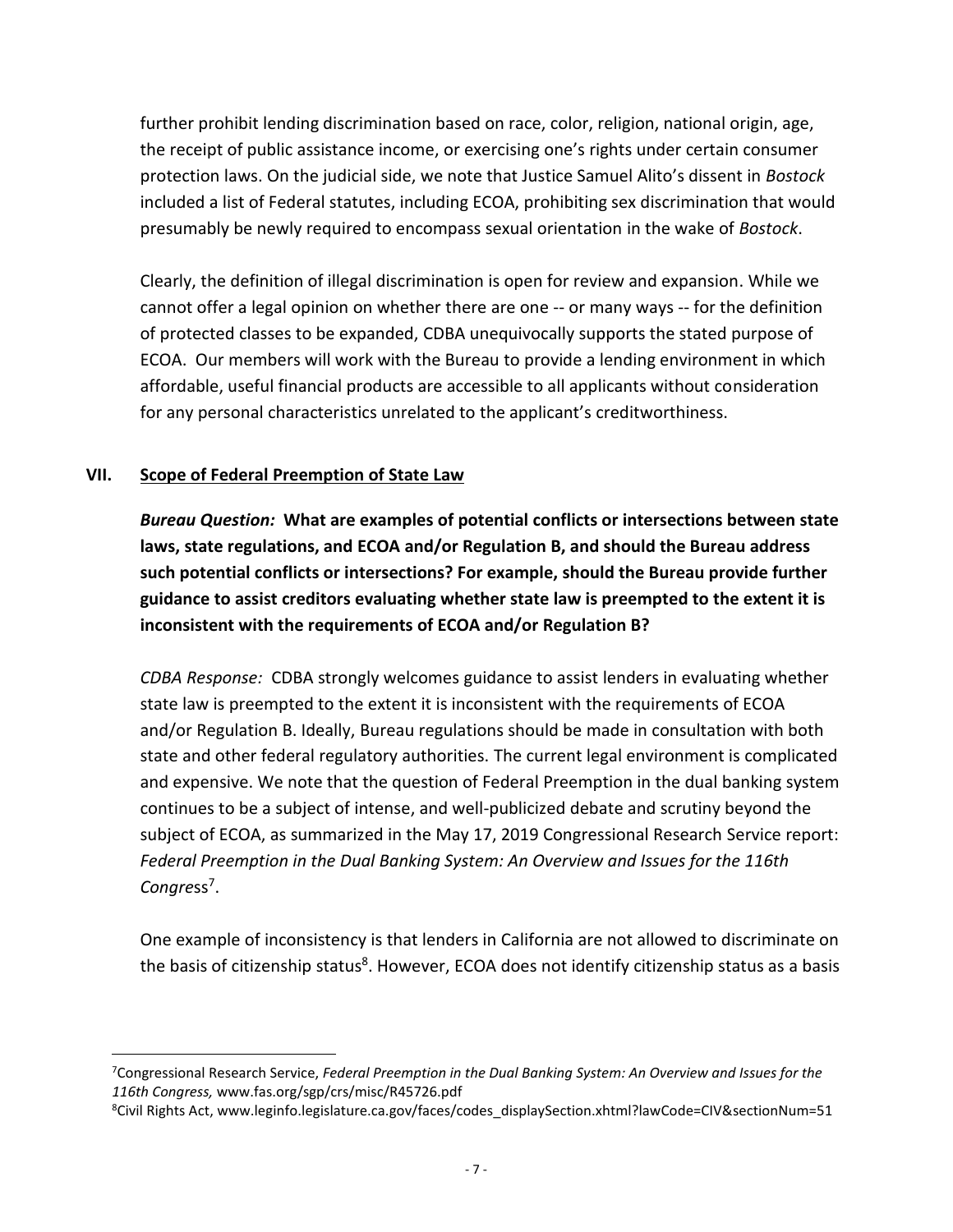further prohibit lending discrimination based on race, color, religion, national origin, age, the receipt of public assistance income, or exercising one's rights under certain consumer protection laws. On the judicial side, we note that Justice Samuel Alito's dissent in *Bostock* included a list of Federal statutes, including ECOA, prohibiting sex discrimination that would presumably be newly required to encompass sexual orientation in the wake of *Bostock*.

Clearly, the definition of illegal discrimination is open for review and expansion. While we cannot offer a legal opinion on whether there are one -- or many ways -- for the definition of protected classes to be expanded, CDBA unequivocally supports the stated purpose of ECOA. Our members will work with the Bureau to provide a lending environment in which affordable, useful financial products are accessible to all applicants without consideration for any personal characteristics unrelated to the applicant's creditworthiness.

## VII. Scope of Federal Preemption of State Law

***Bureau Question:* What are examples of potential conflicts or intersections between state laws, state regulations, and ECOA and/or Regulation B, and should the Bureau address such potential conflicts or intersections? For example, should the Bureau provide further guidance to assist creditors evaluating whether state law is preempted to the extent it is inconsistent with the requirements of ECOA and/or Regulation B?**

*CDBA Response:* CDBA strongly welcomes guidance to assist lenders in evaluating whether state law is preempted to the extent it is inconsistent with the requirements of ECOA and/or Regulation B. Ideally, Bureau regulations should be made in consultation with both state and other federal regulatory authorities. The current legal environment is complicated and expensive. We note that the question of Federal Preemption in the dual banking system continues to be a subject of intense, and well-publicized debate and scrutiny beyond the subject of ECOA, as summarized in the May 17, 2019 Congressional Research Service report: *Federal Preemption in the Dual Banking System: An Overview and Issues for the 116th Congress*[7].

One example of inconsistency is that lenders in California are not allowed to discriminate on the basis of citizenship status[8]. However, ECOA does not identify citizenship status as a basis

---

[7]Congressional Research Service, *Federal Preemption in the Dual Banking System: An Overview and Issues for the 116th Congress,* www.fas.org/sgp/crs/misc/R45726.pdf

[8]Civil Rights Act, www.leginfo.legislature.ca.gov/faces/codes_displaySection.xhtml?lawCode=CIV&sectionNum=51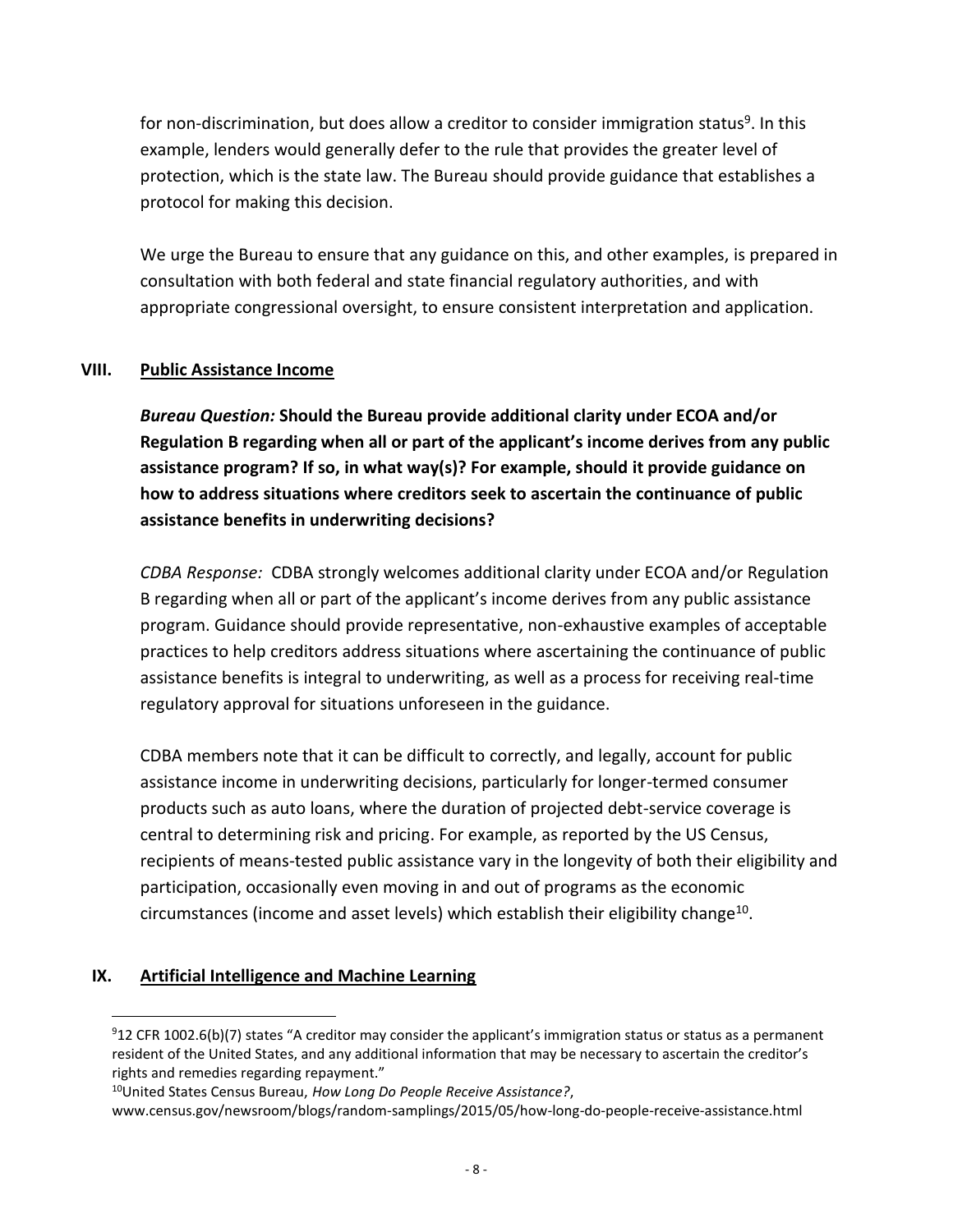for non-discrimination, but does allow a creditor to consider immigration status[9]. In this example, lenders would generally defer to the rule that provides the greater level of protection, which is the state law. The Bureau should provide guidance that establishes a protocol for making this decision.

We urge the Bureau to ensure that any guidance on this, and other examples, is prepared in consultation with both federal and state financial regulatory authorities, and with appropriate congressional oversight, to ensure consistent interpretation and application.

## VIII. Public Assistance Income

***Bureau Question:*** **Should the Bureau provide additional clarity under ECOA and/or Regulation B regarding when all or part of the applicant's income derives from any public assistance program? If so, in what way(s)? For example, should it provide guidance on how to address situations where creditors seek to ascertain the continuance of public assistance benefits in underwriting decisions?**

*CDBA Response:* CDBA strongly welcomes additional clarity under ECOA and/or Regulation B regarding when all or part of the applicant's income derives from any public assistance program. Guidance should provide representative, non-exhaustive examples of acceptable practices to help creditors address situations where ascertaining the continuance of public assistance benefits is integral to underwriting, as well as a process for receiving real-time regulatory approval for situations unforeseen in the guidance.

CDBA members note that it can be difficult to correctly, and legally, account for public assistance income in underwriting decisions, particularly for longer-termed consumer products such as auto loans, where the duration of projected debt-service coverage is central to determining risk and pricing. For example, as reported by the US Census, recipients of means-tested public assistance vary in the longevity of both their eligibility and participation, occasionally even moving in and out of programs as the economic circumstances (income and asset levels) which establish their eligibility change[10].

## IX. Artificial Intelligence and Machine Learning

---

[9] 12 CFR 1002.6(b)(7) states "A creditor may consider the applicant's immigration status or status as a permanent resident of the United States, and any additional information that may be necessary to ascertain the creditor's rights and remedies regarding repayment."

[10] United States Census Bureau, *How Long Do People Receive Assistance?*, www.census.gov/newsroom/blogs/random-samplings/2015/05/how-long-do-people-receive-assistance.html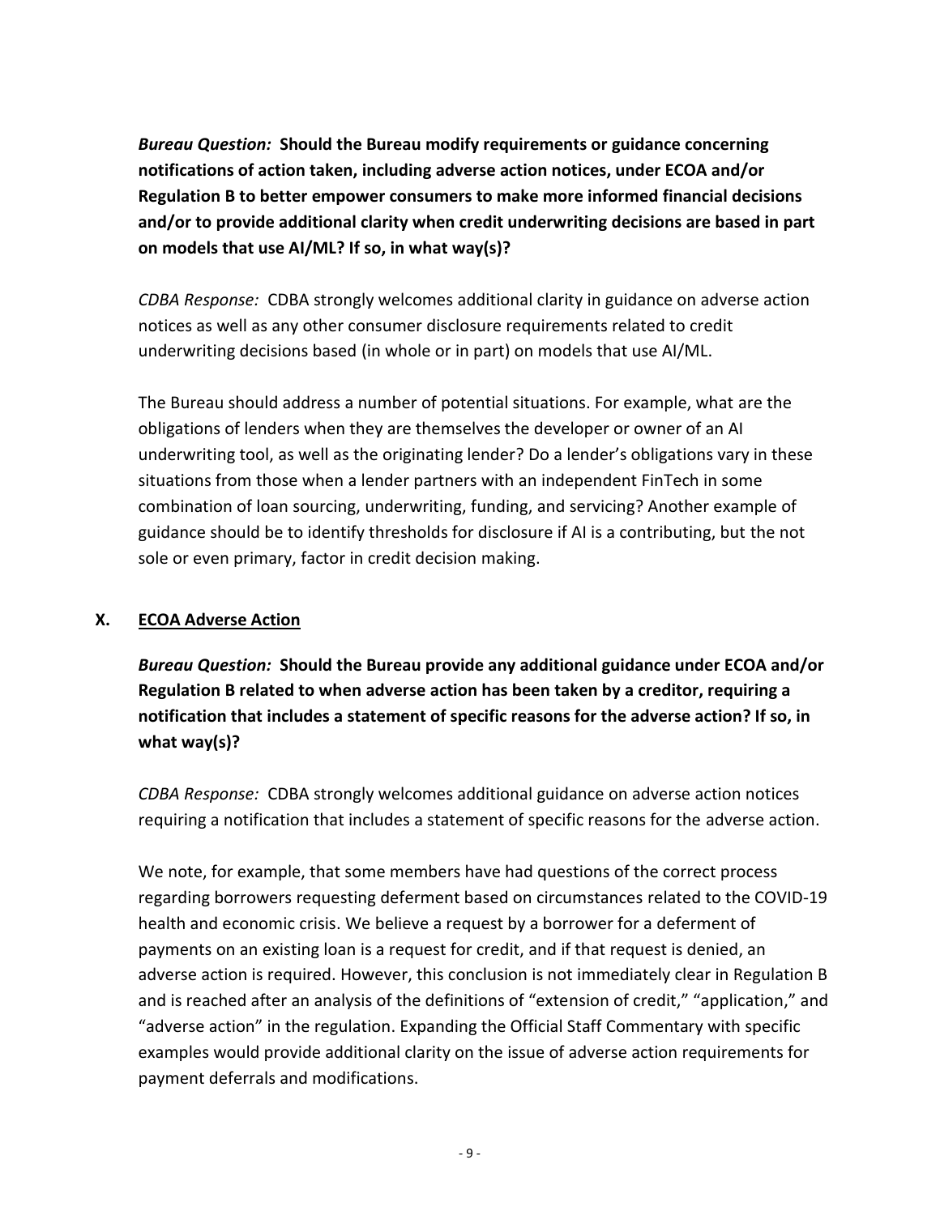***Bureau Question:*** **Should the Bureau modify requirements or guidance concerning notifications of action taken, including adverse action notices, under ECOA and/or Regulation B to better empower consumers to make more informed financial decisions and/or to provide additional clarity when credit underwriting decisions are based in part on models that use AI/ML? If so, in what way(s)?**

*CDBA Response:* CDBA strongly welcomes additional clarity in guidance on adverse action notices as well as any other consumer disclosure requirements related to credit underwriting decisions based (in whole or in part) on models that use AI/ML.

The Bureau should address a number of potential situations. For example, what are the obligations of lenders when they are themselves the developer or owner of an AI underwriting tool, as well as the originating lender? Do a lender's obligations vary in these situations from those when a lender partners with an independent FinTech in some combination of loan sourcing, underwriting, funding, and servicing? Another example of guidance should be to identify thresholds for disclosure if AI is a contributing, but the not sole or even primary, factor in credit decision making.

## X. <u>ECOA Adverse Action</u>

***Bureau Question:*** **Should the Bureau provide any additional guidance under ECOA and/or Regulation B related to when adverse action has been taken by a creditor, requiring a notification that includes a statement of specific reasons for the adverse action? If so, in what way(s)?**

*CDBA Response:* CDBA strongly welcomes additional guidance on adverse action notices requiring a notification that includes a statement of specific reasons for the adverse action.

We note, for example, that some members have had questions of the correct process regarding borrowers requesting deferment based on circumstances related to the COVID-19 health and economic crisis. We believe a request by a borrower for a deferment of payments on an existing loan is a request for credit, and if that request is denied, an adverse action is required. However, this conclusion is not immediately clear in Regulation B and is reached after an analysis of the definitions of "extension of credit," "application," and "adverse action" in the regulation. Expanding the Official Staff Commentary with specific examples would provide additional clarity on the issue of adverse action requirements for payment deferrals and modifications.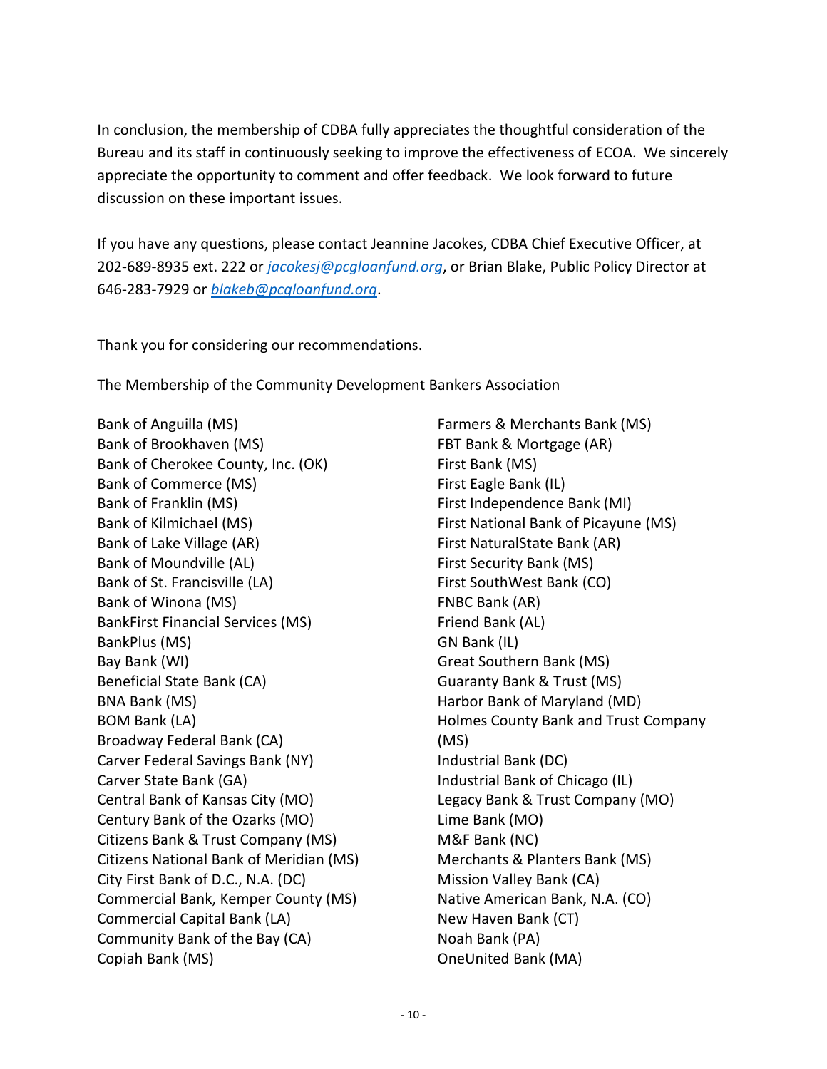In conclusion, the membership of CDBA fully appreciates the thoughtful consideration of the Bureau and its staff in continuously seeking to improve the effectiveness of ECOA. We sincerely appreciate the opportunity to comment and offer feedback. We look forward to future discussion on these important issues.

If you have any questions, please contact Jeannine Jacokes, CDBA Chief Executive Officer, at 202-689-8935 ext. 222 or *jacokesj@pcgloanfund.org*, or Brian Blake, Public Policy Director at 646-283-7929 or *blakeb@pcgloanfund.org*.

Thank you for considering our recommendations.

The Membership of the Community Development Bankers Association

Bank of Anguilla (MS)
Bank of Brookhaven (MS)
Bank of Cherokee County, Inc. (OK)
Bank of Commerce (MS)
Bank of Franklin (MS)
Bank of Kilmichael (MS)
Bank of Lake Village (AR)
Bank of Moundville (AL)
Bank of St. Francisville (LA)
Bank of Winona (MS)
BankFirst Financial Services (MS)
BankPlus (MS)
Bay Bank (WI)
Beneficial State Bank (CA)
BNA Bank (MS)
BOM Bank (LA)
Broadway Federal Bank (CA)
Carver Federal Savings Bank (NY)
Carver State Bank (GA)
Central Bank of Kansas City (MO)
Century Bank of the Ozarks (MO)
Citizens Bank & Trust Company (MS)
Citizens National Bank of Meridian (MS)
City First Bank of D.C., N.A. (DC)
Commercial Bank, Kemper County (MS)
Commercial Capital Bank (LA)
Community Bank of the Bay (CA)
Copiah Bank (MS)
Farmers & Merchants Bank (MS)
FBT Bank & Mortgage (AR)
First Bank (MS)
First Eagle Bank (IL)
First Independence Bank (MI)
First National Bank of Picayune (MS)
First NaturalState Bank (AR)
First Security Bank (MS)
First SouthWest Bank (CO)
FNBC Bank (AR)
Friend Bank (AL)
GN Bank (IL)
Great Southern Bank (MS)
Guaranty Bank & Trust (MS)
Harbor Bank of Maryland (MD)
Holmes County Bank and Trust Company (MS)
Industrial Bank (DC)
Industrial Bank of Chicago (IL)
Legacy Bank & Trust Company (MO)
Lime Bank (MO)
M&F Bank (NC)
Merchants & Planters Bank (MS)
Mission Valley Bank (CA)
Native American Bank, N.A. (CO)
New Haven Bank (CT)
Noah Bank (PA)
OneUnited Bank (MA)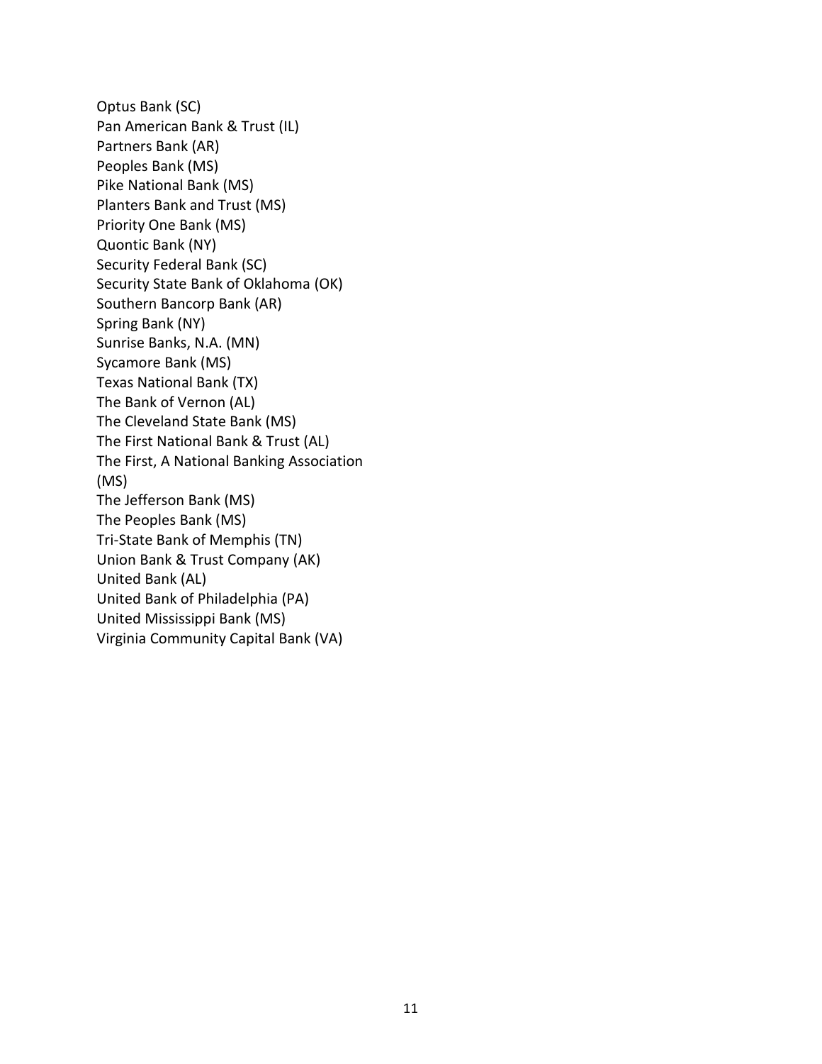Optus Bank (SC)
Pan American Bank & Trust (IL)
Partners Bank (AR)
Peoples Bank (MS)
Pike National Bank (MS)
Planters Bank and Trust (MS)
Priority One Bank (MS)
Quontic Bank (NY)
Security Federal Bank (SC)
Security State Bank of Oklahoma (OK)
Southern Bancorp Bank (AR)
Spring Bank (NY)
Sunrise Banks, N.A. (MN)
Sycamore Bank (MS)
Texas National Bank (TX)
The Bank of Vernon (AL)
The Cleveland State Bank (MS)
The First National Bank & Trust (AL)
The First, A National Banking Association (MS)
The Jefferson Bank (MS)
The Peoples Bank (MS)
Tri-State Bank of Memphis (TN)
Union Bank & Trust Company (AK)
United Bank (AL)
United Bank of Philadelphia (PA)
United Mississippi Bank (MS)
Virginia Community Capital Bank (VA)